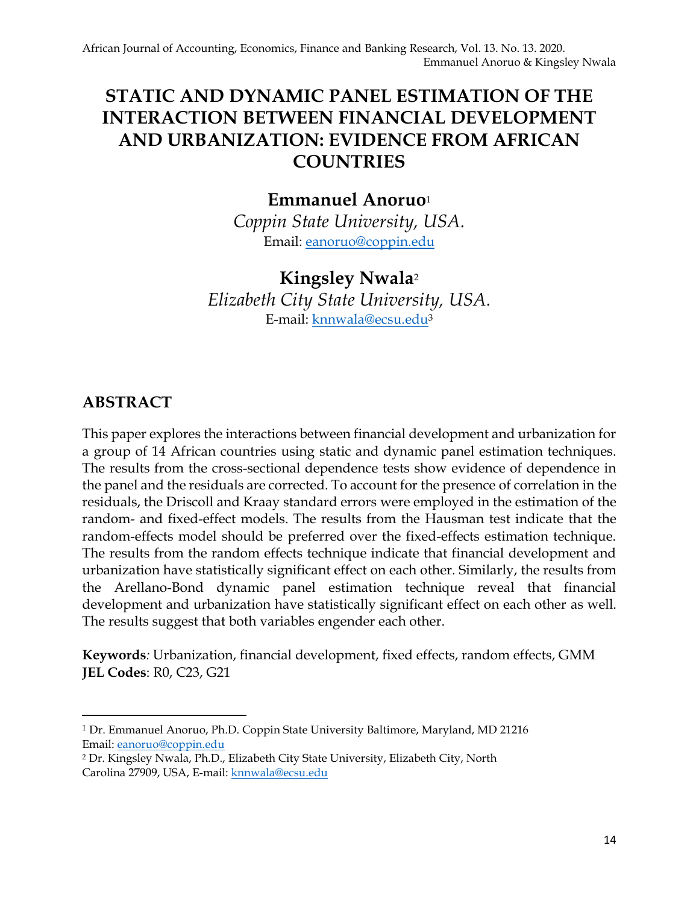# STATIC AND DYNAMIC PANEL ESTIMATION OF THE INTERACTION BETWEEN FINANCIAL DEVELOPMENT AND URBANIZATION: EVIDENCE FROM AFRICAN COUNTRIES

**Emmanuel Anoruo**[1]

*Coppin State University, USA.*

Email: eanoruo@coppin.edu

**Kingsley Nwala**[2]

*Elizabeth City State University, USA.*

E-mail: knnwala@ecsu.edu[3]

## ABSTRACT

This paper explores the interactions between financial development and urbanization for a group of 14 African countries using static and dynamic panel estimation techniques. The results from the cross-sectional dependence tests show evidence of dependence in the panel and the residuals are corrected. To account for the presence of correlation in the residuals, the Driscoll and Kraay standard errors were employed in the estimation of the random- and fixed-effect models. The results from the Hausman test indicate that the random-effects model should be preferred over the fixed-effects estimation technique. The results from the random effects technique indicate that financial development and urbanization have statistically significant effect on each other. Similarly, the results from the Arellano-Bond dynamic panel estimation technique reveal that financial development and urbanization have statistically significant effect on each other as well. The results suggest that both variables engender each other.

**Keywords***:* Urbanization, financial development, fixed effects, random effects, GMM

**JEL Codes**: R0, C23, G21

---

[1] Dr. Emmanuel Anoruo, Ph.D. Coppin State University Baltimore, Maryland, MD 21216 Email: eanoruo@coppin.edu

[2] Dr. Kingsley Nwala, Ph.D., Elizabeth City State University, Elizabeth City, North Carolina 27909, USA, E-mail: knnwala@ecsu.edu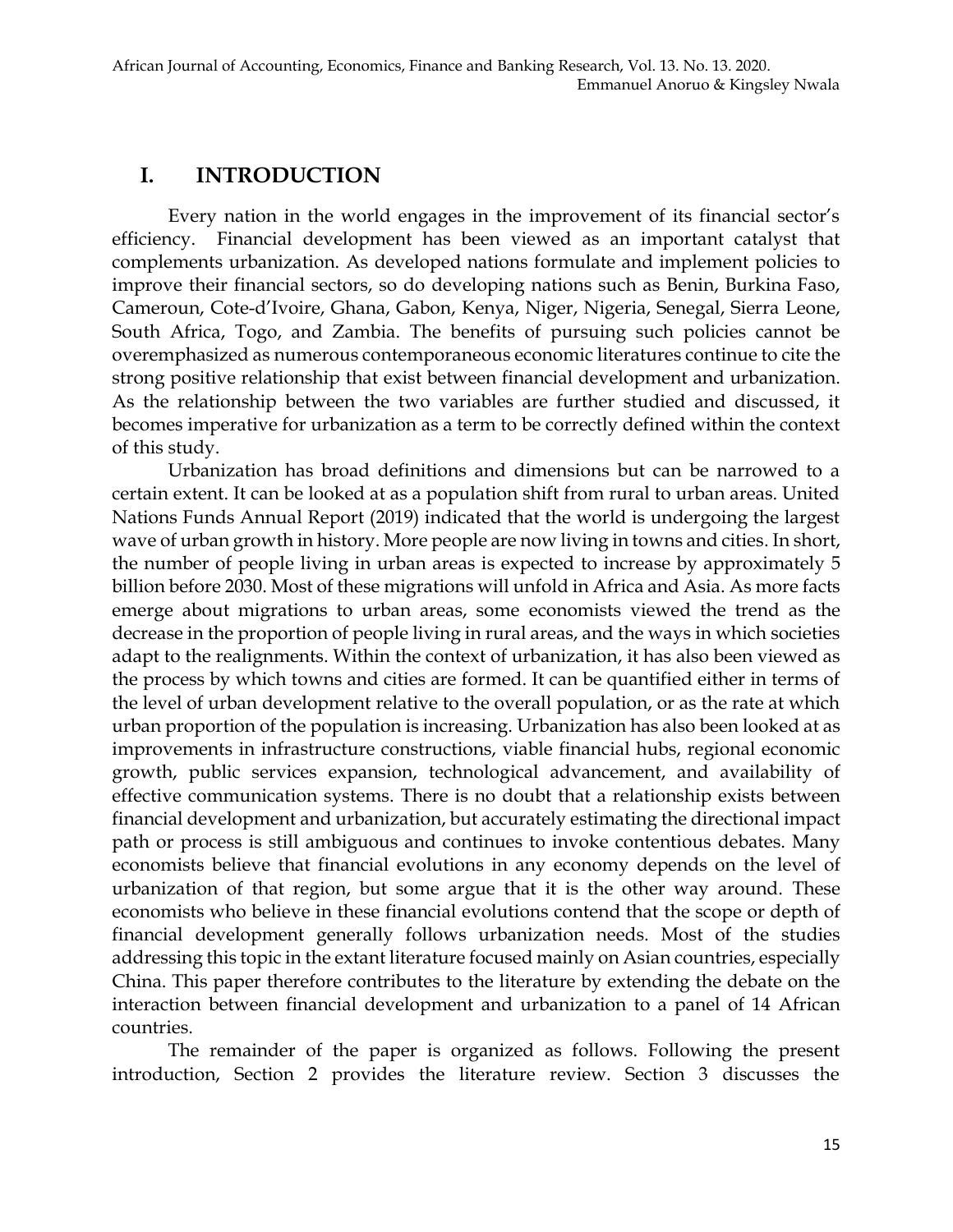# I. INTRODUCTION

Every nation in the world engages in the improvement of its financial sector's efficiency. Financial development has been viewed as an important catalyst that complements urbanization. As developed nations formulate and implement policies to improve their financial sectors, so do developing nations such as Benin, Burkina Faso, Cameroun, Cote-d'Ivoire, Ghana, Gabon, Kenya, Niger, Nigeria, Senegal, Sierra Leone, South Africa, Togo, and Zambia. The benefits of pursuing such policies cannot be overemphasized as numerous contemporaneous economic literatures continue to cite the strong positive relationship that exist between financial development and urbanization. As the relationship between the two variables are further studied and discussed, it becomes imperative for urbanization as a term to be correctly defined within the context of this study.

Urbanization has broad definitions and dimensions but can be narrowed to a certain extent. It can be looked at as a population shift from rural to urban areas. United Nations Funds Annual Report (2019) indicated that the world is undergoing the largest wave of urban growth in history. More people are now living in towns and cities. In short, the number of people living in urban areas is expected to increase by approximately 5 billion before 2030. Most of these migrations will unfold in Africa and Asia. As more facts emerge about migrations to urban areas, some economists viewed the trend as the decrease in the proportion of people living in rural areas, and the ways in which societies adapt to the realignments. Within the context of urbanization, it has also been viewed as the process by which towns and cities are formed. It can be quantified either in terms of the level of urban development relative to the overall population, or as the rate at which urban proportion of the population is increasing. Urbanization has also been looked at as improvements in infrastructure constructions, viable financial hubs, regional economic growth, public services expansion, technological advancement, and availability of effective communication systems. There is no doubt that a relationship exists between financial development and urbanization, but accurately estimating the directional impact path or process is still ambiguous and continues to invoke contentious debates. Many economists believe that financial evolutions in any economy depends on the level of urbanization of that region, but some argue that it is the other way around. These economists who believe in these financial evolutions contend that the scope or depth of financial development generally follows urbanization needs. Most of the studies addressing this topic in the extant literature focused mainly on Asian countries, especially China. This paper therefore contributes to the literature by extending the debate on the interaction between financial development and urbanization to a panel of 14 African countries.

The remainder of the paper is organized as follows. Following the present introduction, Section 2 provides the literature review. Section 3 discusses the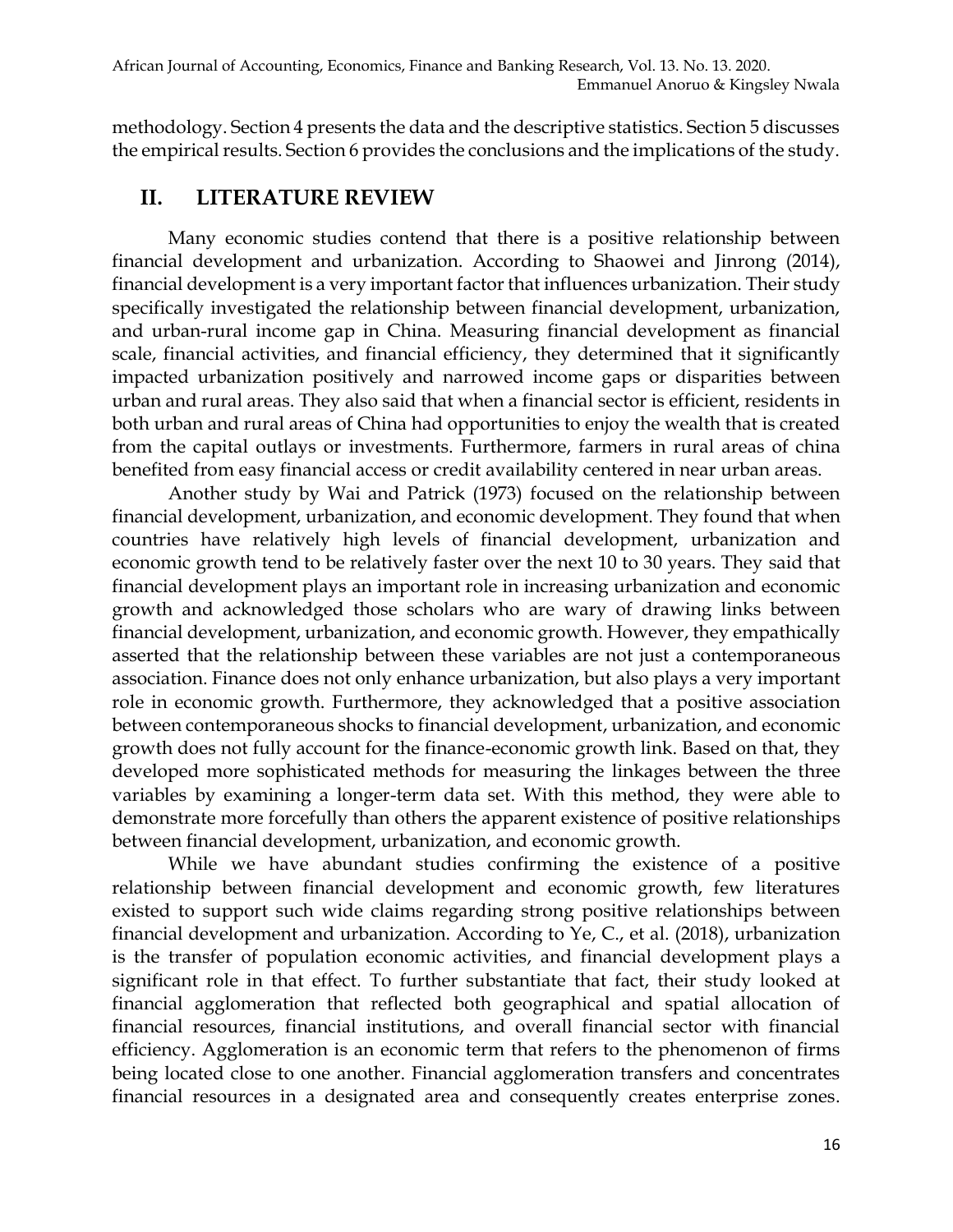methodology. Section 4 presents the data and the descriptive statistics. Section 5 discusses the empirical results. Section 6 provides the conclusions and the implications of the study.

## II. LITERATURE REVIEW

Many economic studies contend that there is a positive relationship between financial development and urbanization. According to Shaowei and Jinrong (2014), financial development is a very important factor that influences urbanization. Their study specifically investigated the relationship between financial development, urbanization, and urban-rural income gap in China. Measuring financial development as financial scale, financial activities, and financial efficiency, they determined that it significantly impacted urbanization positively and narrowed income gaps or disparities between urban and rural areas. They also said that when a financial sector is efficient, residents in both urban and rural areas of China had opportunities to enjoy the wealth that is created from the capital outlays or investments. Furthermore, farmers in rural areas of china benefited from easy financial access or credit availability centered in near urban areas.

Another study by Wai and Patrick (1973) focused on the relationship between financial development, urbanization, and economic development. They found that when countries have relatively high levels of financial development, urbanization and economic growth tend to be relatively faster over the next 10 to 30 years. They said that financial development plays an important role in increasing urbanization and economic growth and acknowledged those scholars who are wary of drawing links between financial development, urbanization, and economic growth. However, they empathically asserted that the relationship between these variables are not just a contemporaneous association. Finance does not only enhance urbanization, but also plays a very important role in economic growth. Furthermore, they acknowledged that a positive association between contemporaneous shocks to financial development, urbanization, and economic growth does not fully account for the finance-economic growth link. Based on that, they developed more sophisticated methods for measuring the linkages between the three variables by examining a longer-term data set. With this method, they were able to demonstrate more forcefully than others the apparent existence of positive relationships between financial development, urbanization, and economic growth.

While we have abundant studies confirming the existence of a positive relationship between financial development and economic growth, few literatures existed to support such wide claims regarding strong positive relationships between financial development and urbanization. According to Ye, C., et al. (2018), urbanization is the transfer of population economic activities, and financial development plays a significant role in that effect. To further substantiate that fact, their study looked at financial agglomeration that reflected both geographical and spatial allocation of financial resources, financial institutions, and overall financial sector with financial efficiency. Agglomeration is an economic term that refers to the phenomenon of firms being located close to one another. Financial agglomeration transfers and concentrates financial resources in a designated area and consequently creates enterprise zones.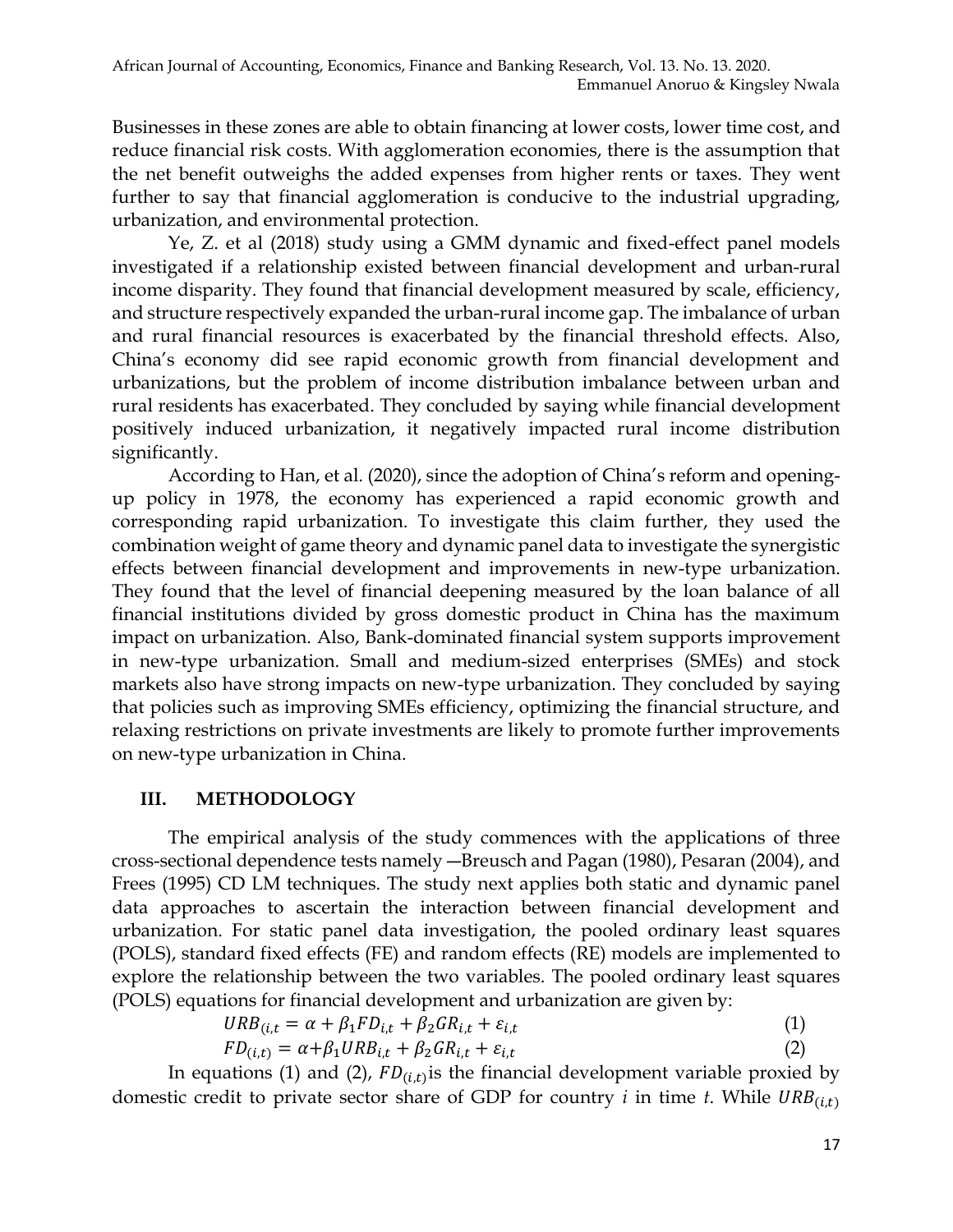Businesses in these zones are able to obtain financing at lower costs, lower time cost, and reduce financial risk costs. With agglomeration economies, there is the assumption that the net benefit outweighs the added expenses from higher rents or taxes. They went further to say that financial agglomeration is conducive to the industrial upgrading, urbanization, and environmental protection.

Ye, Z. et al (2018) study using a GMM dynamic and fixed-effect panel models investigated if a relationship existed between financial development and urban-rural income disparity. They found that financial development measured by scale, efficiency, and structure respectively expanded the urban-rural income gap. The imbalance of urban and rural financial resources is exacerbated by the financial threshold effects. Also, China's economy did see rapid economic growth from financial development and urbanizations, but the problem of income distribution imbalance between urban and rural residents has exacerbated. They concluded by saying while financial development positively induced urbanization, it negatively impacted rural income distribution significantly.

According to Han, et al. (2020), since the adoption of China's reform and opening-up policy in 1978, the economy has experienced a rapid economic growth and corresponding rapid urbanization. To investigate this claim further, they used the combination weight of game theory and dynamic panel data to investigate the synergistic effects between financial development and improvements in new-type urbanization. They found that the level of financial deepening measured by the loan balance of all financial institutions divided by gross domestic product in China has the maximum impact on urbanization. Also, Bank-dominated financial system supports improvement in new-type urbanization. Small and medium-sized enterprises (SMEs) and stock markets also have strong impacts on new-type urbanization. They concluded by saying that policies such as improving SMEs efficiency, optimizing the financial structure, and relaxing restrictions on private investments are likely to promote further improvements on new-type urbanization in China.

## III. METHODOLOGY

The empirical analysis of the study commences with the applications of three cross-sectional dependence tests namely —Breusch and Pagan (1980), Pesaran (2004), and Frees (1995) CD LM techniques. The study next applies both static and dynamic panel data approaches to ascertain the interaction between financial development and urbanization. For static panel data investigation, the pooled ordinary least squares (POLS), standard fixed effects (FE) and random effects (RE) models are implemented to explore the relationship between the two variables. The pooled ordinary least squares (POLS) equations for financial development and urbanization are given by:

$$URB_{(i,t} = \alpha + \beta_1 FD_{i,t} + \beta_2 GR_{i,t} + \varepsilon_{i,t} \quad (1)$$

$$FD_{(i,t)} = \alpha + \beta_1 URB_{i,t} + \beta_2 GR_{i,t} + \varepsilon_{i,t} \quad (2)$$

In equations (1) and (2), $FD_{(i,t)}$ is the financial development variable proxied by domestic credit to private sector share of GDP for country *i* in time *t*. While $URB_{(i,t)}$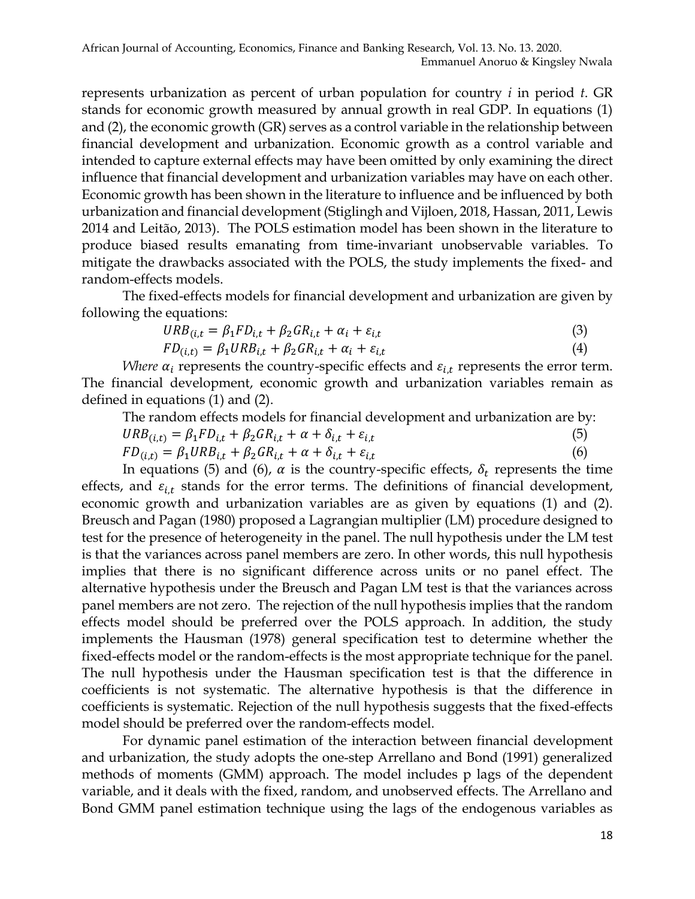represents urbanization as percent of urban population for country $i$ in period $t$. GR stands for economic growth measured by annual growth in real GDP. In equations (1) and (2), the economic growth (GR) serves as a control variable in the relationship between financial development and urbanization. Economic growth as a control variable and intended to capture external effects may have been omitted by only examining the direct influence that financial development and urbanization variables may have on each other. Economic growth has been shown in the literature to influence and be influenced by both urbanization and financial development (Stiglingh and Vijloen, 2018, Hassan, 2011, Lewis 2014 and Leitão, 2013). The POLS estimation model has been shown in the literature to produce biased results emanating from time-invariant unobservable variables. To mitigate the drawbacks associated with the POLS, the study implements the fixed- and random-effects models.

The fixed-effects models for financial development and urbanization are given by following the equations:

$$URB_{(i,t} = \beta_1 FD_{i,t} + \beta_2 GR_{i,t} + \alpha_i + \varepsilon_{i,t} \tag{3}$$

$$FD_{(i,t)} = \beta_1 URB_{i,t} + \beta_2 GR_{i,t} + \alpha_i + \varepsilon_{i,t} \tag{4}$$

*Where* $\alpha_i$ represents the country-specific effects and $\varepsilon_{i,t}$ represents the error term. The financial development, economic growth and urbanization variables remain as defined in equations (1) and (2).

The random effects models for financial development and urbanization are by:

$$URB_{(i,t)} = \beta_1 FD_{i,t} + \beta_2 GR_{i,t} + \alpha + \delta_{i,t} + \varepsilon_{i,t} \tag{5}$$

$$FD_{(i,t)} = \beta_1 URB_{i,t} + \beta_2 GR_{i,t} + \alpha + \delta_{i,t} + \varepsilon_{i,t} \tag{6}$$

In equations (5) and (6), $\alpha$ is the country-specific effects, $\delta_t$ represents the time effects, and $\varepsilon_{i,t}$ stands for the error terms. The definitions of financial development, economic growth and urbanization variables are as given by equations (1) and (2). Breusch and Pagan (1980) proposed a Lagrangian multiplier (LM) procedure designed to test for the presence of heterogeneity in the panel. The null hypothesis under the LM test is that the variances across panel members are zero. In other words, this null hypothesis implies that there is no significant difference across units or no panel effect. The alternative hypothesis under the Breusch and Pagan LM test is that the variances across panel members are not zero. The rejection of the null hypothesis implies that the random effects model should be preferred over the POLS approach. In addition, the study implements the Hausman (1978) general specification test to determine whether the fixed-effects model or the random-effects is the most appropriate technique for the panel. The null hypothesis under the Hausman specification test is that the difference in coefficients is not systematic. The alternative hypothesis is that the difference in coefficients is systematic. Rejection of the null hypothesis suggests that the fixed-effects model should be preferred over the random-effects model.

For dynamic panel estimation of the interaction between financial development and urbanization, the study adopts the one-step Arrellano and Bond (1991) generalized methods of moments (GMM) approach. The model includes p lags of the dependent variable, and it deals with the fixed, random, and unobserved effects. The Arrellano and Bond GMM panel estimation technique using the lags of the endogenous variables as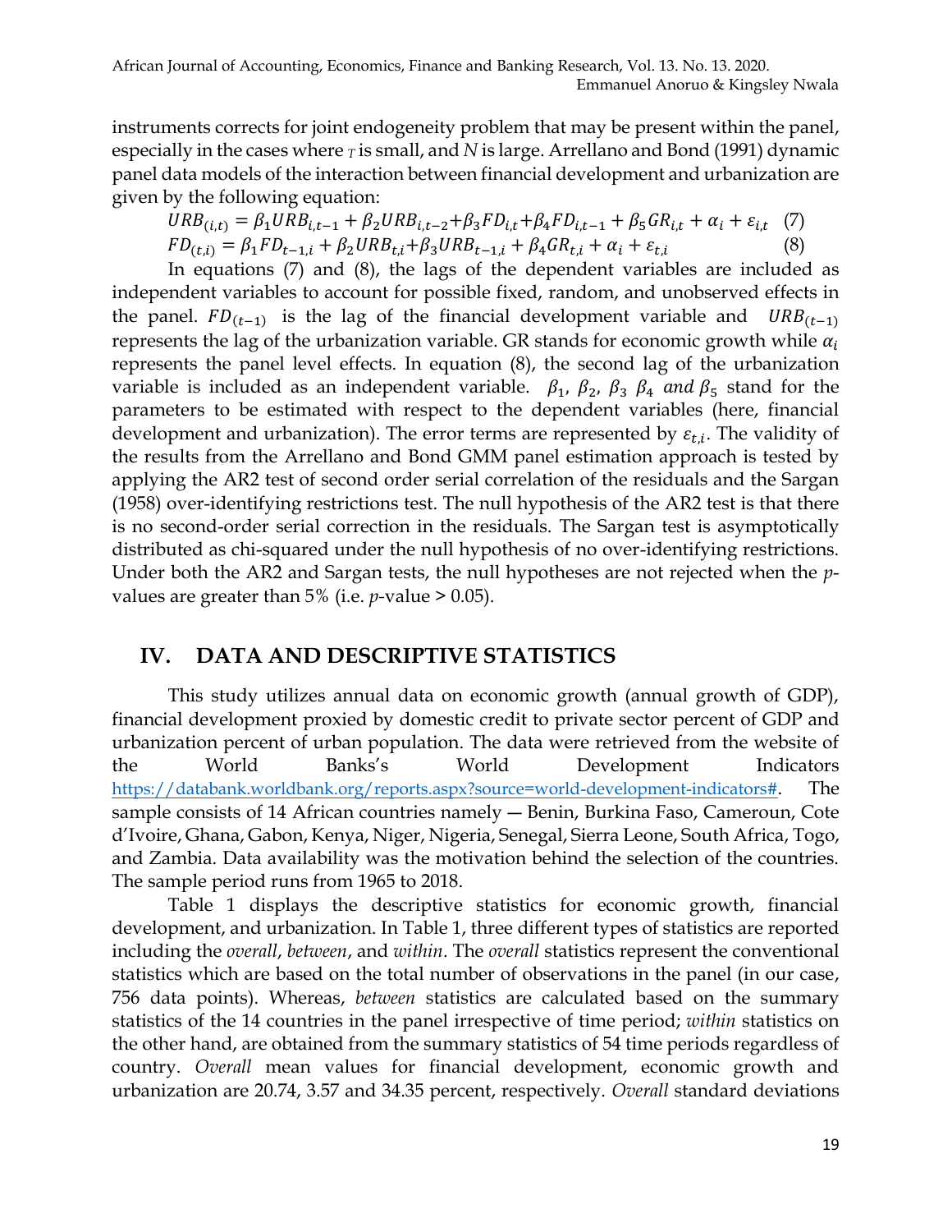instruments corrects for joint endogeneity problem that may be present within the panel, especially in the cases where $T$ is small, and $N$ is large. Arrellano and Bond (1991) dynamic panel data models of the interaction between financial development and urbanization are given by the following equation:

$$URB_{(i,t)} = \beta_1 URB_{i,t-1} + \beta_2 URB_{i,t-2} + \beta_3 FD_{i,t} + \beta_4 FD_{i,t-1} + \beta_5 GR_{i,t} + \alpha_i + \varepsilon_{i,t} \quad (7)$$

$$FD_{(t,i)} = \beta_1 FD_{t-1,i} + \beta_2 URB_{t,i} + \beta_3 URB_{t-1,i} + \beta_4 GR_{t,i} + \alpha_i + \varepsilon_{t,i} \quad (8)$$

In equations (7) and (8), the lags of the dependent variables are included as independent variables to account for possible fixed, random, and unobserved effects in the panel. $FD_{(t-1)}$ is the lag of the financial development variable and $URB_{(t-1)}$ represents the lag of the urbanization variable. GR stands for economic growth while $\alpha_i$ represents the panel level effects. In equation (8), the second lag of the urbanization variable is included as an independent variable. $\beta_1$, $\beta_2$, $\beta_3$ $\beta_4$ *and* $\beta_5$ stand for the parameters to be estimated with respect to the dependent variables (here, financial development and urbanization). The error terms are represented by $\varepsilon_{t,i}$. The validity of the results from the Arrellano and Bond GMM panel estimation approach is tested by applying the AR2 test of second order serial correlation of the residuals and the Sargan (1958) over-identifying restrictions test. The null hypothesis of the AR2 test is that there is no second-order serial correction in the residuals. The Sargan test is asymptotically distributed as chi-squared under the null hypothesis of no over-identifying restrictions. Under both the AR2 and Sargan tests, the null hypotheses are not rejected when the *p*-values are greater than 5% (i.e. *p*-value > 0.05).

## IV. DATA AND DESCRIPTIVE STATISTICS

This study utilizes annual data on economic growth (annual growth of GDP), financial development proxied by domestic credit to private sector percent of GDP and urbanization percent of urban population. The data were retrieved from the website of the World Banks's World Development Indicators https://databank.worldbank.org/reports.aspx?source=world-development-indicators#. The sample consists of 14 African countries namely — Benin, Burkina Faso, Cameroun, Cote d'Ivoire, Ghana, Gabon, Kenya, Niger, Nigeria, Senegal, Sierra Leone, South Africa, Togo, and Zambia. Data availability was the motivation behind the selection of the countries. The sample period runs from 1965 to 2018.

Table 1 displays the descriptive statistics for economic growth, financial development, and urbanization. In Table 1, three different types of statistics are reported including the *overall*, *between*, and *within*. The *overall* statistics represent the conventional statistics which are based on the total number of observations in the panel (in our case, 756 data points). Whereas, *between* statistics are calculated based on the summary statistics of the 14 countries in the panel irrespective of time period; *within* statistics on the other hand, are obtained from the summary statistics of 54 time periods regardless of country. *Overall* mean values for financial development, economic growth and urbanization are 20.74, 3.57 and 34.35 percent, respectively. *Overall* standard deviations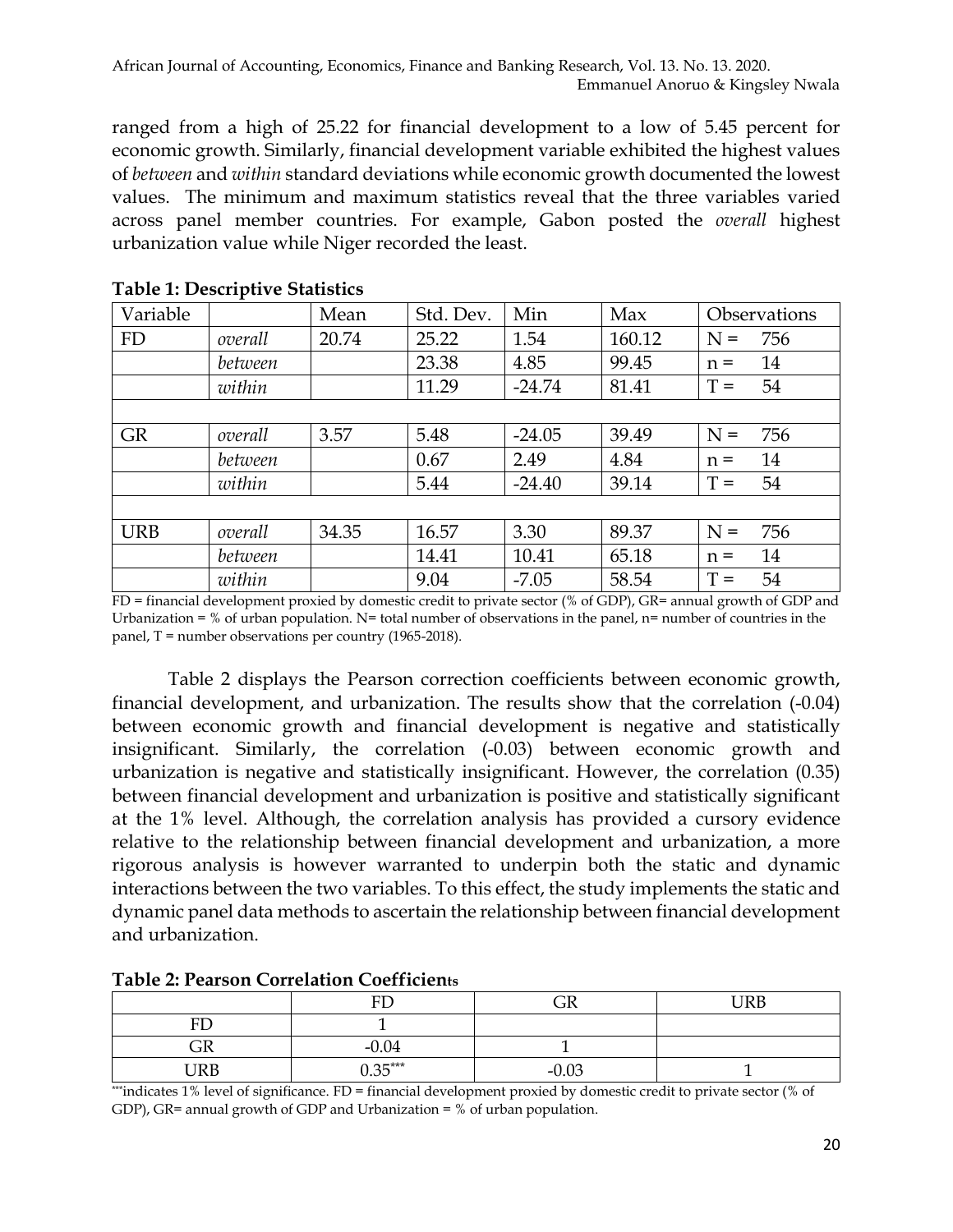ranged from a high of 25.22 for financial development to a low of 5.45 percent for economic growth. Similarly, financial development variable exhibited the highest values of *between* and *within* standard deviations while economic growth documented the lowest values. The minimum and maximum statistics reveal that the three variables varied across panel member countries. For example, Gabon posted the *overall* highest urbanization value while Niger recorded the least.

**Table 1: Descriptive Statistics**

| Variable | | Mean | Std. Dev. | Min | Max | Observations |
|---|---|---|---|---|---|---|
| FD | *overall* | 20.74 | 25.22 | 1.54 | 160.12 | N = 756 |
| | *between* | | 23.38 | 4.85 | 99.45 | n = 14 |
| | *within* | | 11.29 | -24.74 | 81.41 | T = 54 |
| | | | | | | |
| GR | *overall* | 3.57 | 5.48 | -24.05 | 39.49 | N = 756 |
| | *between* | | 0.67 | 2.49 | 4.84 | n = 14 |
| | *within* | | 5.44 | -24.40 | 39.14 | T = 54 |
| | | | | | | |
| URB | *overall* | 34.35 | 16.57 | 3.30 | 89.37 | N = 756 |
| | *between* | | 14.41 | 10.41 | 65.18 | n = 14 |
| | *within* | | 9.04 | -7.05 | 58.54 | T = 54 |

FD = financial development proxied by domestic credit to private sector (% of GDP), GR= annual growth of GDP and Urbanization = % of urban population. N= total number of observations in the panel, n= number of countries in the panel, T = number observations per country (1965-2018).

Table 2 displays the Pearson correction coefficients between economic growth, financial development, and urbanization. The results show that the correlation (-0.04) between economic growth and financial development is negative and statistically insignificant. Similarly, the correlation (-0.03) between economic growth and urbanization is negative and statistically insignificant. However, the correlation (0.35) between financial development and urbanization is positive and statistically significant at the 1% level. Although, the correlation analysis has provided a cursory evidence relative to the relationship between financial development and urbanization, a more rigorous analysis is however warranted to underpin both the static and dynamic interactions between the two variables. To this effect, the study implements the static and dynamic panel data methods to ascertain the relationship between financial development and urbanization.

**Table 2: Pearson Correlation Coefficients**

| | FD | GR | URB |
|---|---|---|---|
| FD | 1 | | |
| GR | -0.04 | 1 | |
| URB | 0.35*** | -0.03 | 1 |

***indicates 1% level of significance. FD = financial development proxied by domestic credit to private sector (% of GDP), GR= annual growth of GDP and Urbanization = % of urban population.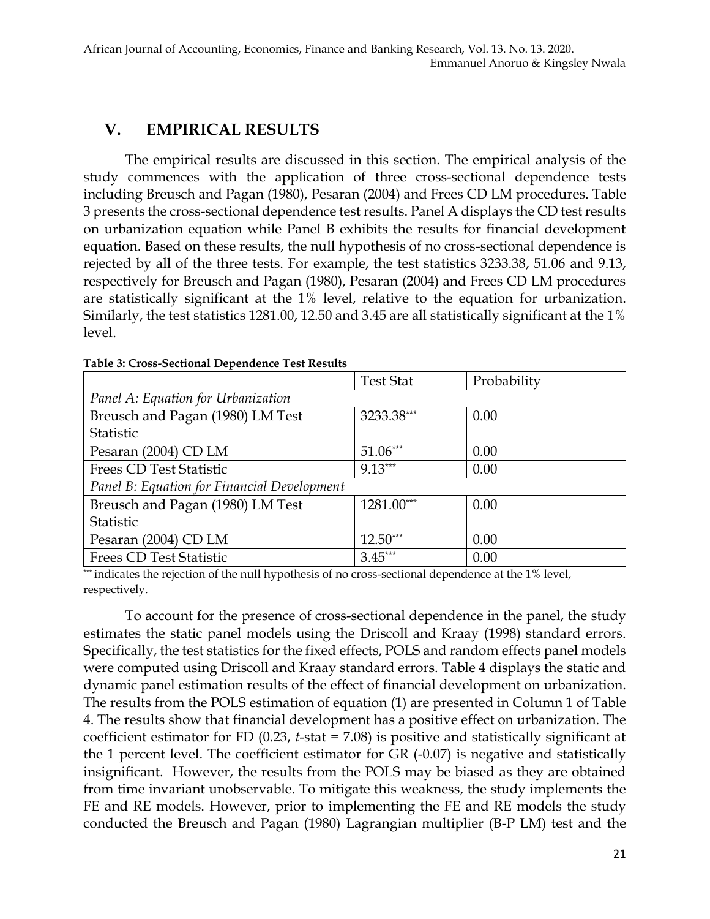## V. EMPIRICAL RESULTS

The empirical results are discussed in this section. The empirical analysis of the study commences with the application of three cross-sectional dependence tests including Breusch and Pagan (1980), Pesaran (2004) and Frees CD LM procedures. Table 3 presents the cross-sectional dependence test results. Panel A displays the CD test results on urbanization equation while Panel B exhibits the results for financial development equation. Based on these results, the null hypothesis of no cross-sectional dependence is rejected by all of the three tests. For example, the test statistics 3233.38, 51.06 and 9.13, respectively for Breusch and Pagan (1980), Pesaran (2004) and Frees CD LM procedures are statistically significant at the 1% level, relative to the equation for urbanization. Similarly, the test statistics 1281.00, 12.50 and 3.45 are all statistically significant at the 1% level.

**Table 3: Cross-Sectional Dependence Test Results**

| | Test Stat | Probability |
|---|---|---|
| *Panel A: Equation for Urbanization* | | |
| Breusch and Pagan (1980) LM Test Statistic | 3233.38*** | 0.00 |
| Pesaran (2004) CD LM | 51.06*** | 0.00 |
| Frees CD Test Statistic | 9.13*** | 0.00 |
| *Panel B: Equation for Financial Development* | | |
| Breusch and Pagan (1980) LM Test Statistic | 1281.00*** | 0.00 |
| Pesaran (2004) CD LM | 12.50*** | 0.00 |
| Frees CD Test Statistic | 3.45*** | 0.00 |

*** indicates the rejection of the null hypothesis of no cross-sectional dependence at the 1% level, respectively.

To account for the presence of cross-sectional dependence in the panel, the study estimates the static panel models using the Driscoll and Kraay (1998) standard errors. Specifically, the test statistics for the fixed effects, POLS and random effects panel models were computed using Driscoll and Kraay standard errors. Table 4 displays the static and dynamic panel estimation results of the effect of financial development on urbanization. The results from the POLS estimation of equation (1) are presented in Column 1 of Table 4. The results show that financial development has a positive effect on urbanization. The coefficient estimator for FD (0.23, *t*-stat = 7.08) is positive and statistically significant at the 1 percent level. The coefficient estimator for GR (-0.07) is negative and statistically insignificant. However, the results from the POLS may be biased as they are obtained from time invariant unobservable. To mitigate this weakness, the study implements the FE and RE models. However, prior to implementing the FE and RE models the study conducted the Breusch and Pagan (1980) Lagrangian multiplier (B-P LM) test and the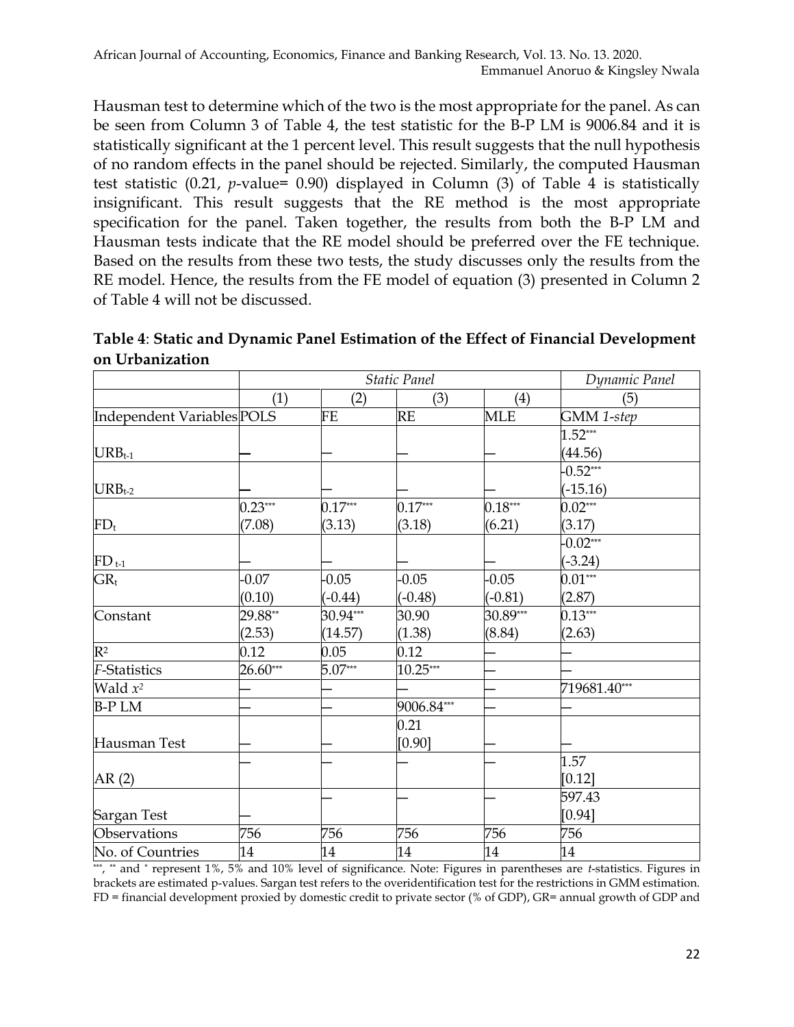Hausman test to determine which of the two is the most appropriate for the panel. As can be seen from Column 3 of Table 4, the test statistic for the B-P LM is 9006.84 and it is statistically significant at the 1 percent level. This result suggests that the null hypothesis of no random effects in the panel should be rejected. Similarly, the computed Hausman test statistic (0.21, *p*-value= 0.90) displayed in Column (3) of Table 4 is statistically insignificant. This result suggests that the RE method is the most appropriate specification for the panel. Taken together, the results from both the B-P LM and Hausman tests indicate that the RE model should be preferred over the FE technique. Based on the results from these two tests, the study discusses only the results from the RE model. Hence, the results from the FE model of equation (3) presented in Column 2 of Table 4 will not be discussed.

**Table 4**: **Static and Dynamic Panel Estimation of the Effect of Financial Development on Urbanization**

| | *Static Panel* | | | | *Dynamic Panel* |
|---|---|---|---|---|---|
| | (1) | (2) | (3) | (4) | (5) |
| Independent Variables | POLS | FE | RE | MLE | GMM *1-step* |
| $URB_{t-1}$ | — | — | — | — | $1.52^{***}$ (44.56) |
| $URB_{t-2}$ | — | — | — | — | $-0.52^{***}$ (-15.16) |
| $FD_t$ | $0.23^{***}$ (7.08) | $0.17^{***}$ (3.13) | $0.17^{***}$ (3.18) | $0.18^{***}$ (6.21) | $0.02^{***}$ (3.17) |
| $FD_{t-1}$ | — | — | — | — | $-0.02^{***}$ (-3.24) |
| $GR_t$ | -0.07 (0.10) | -0.05 (-0.44) | -0.05 (-0.48) | -0.05 (-0.81) | $0.01^{***}$ (2.87) |
| Constant | $29.88^{**}$ (2.53) | $30.94^{***}$ (14.57) | 30.90 (1.38) | $30.89^{***}$ (8.84) | $0.13^{***}$ (2.63) |
| $R^2$ | 0.12 | 0.05 | 0.12 | — | — |
| *F*-Statistics | $26.60^{***}$ | $5.07^{***}$ | $10.25^{***}$ | — | — |
| Wald $x^2$ | — | — | — | — | $719681.40^{***}$ |
| B-P LM | — | — | $9006.84^{***}$ | — | — |
| Hausman Test | — | — | 0.21 [0.90] | — | — |
| AR (2) | — | — | — | — | 1.57 [0.12] |
| Sargan Test | — | — | — | — | 597.43 [0.94] |
| Observations | 756 | 756 | 756 | 756 | 756 |
| No. of Countries | 14 | 14 | 14 | 14 | 14 |

***, ** and * represent 1%, 5% and 10% level of significance. Note: Figures in parentheses are *t*-statistics. Figures in brackets are estimated p-values. Sargan test refers to the overidentification test for the restrictions in GMM estimation. FD = financial development proxied by domestic credit to private sector (% of GDP), GR= annual growth of GDP and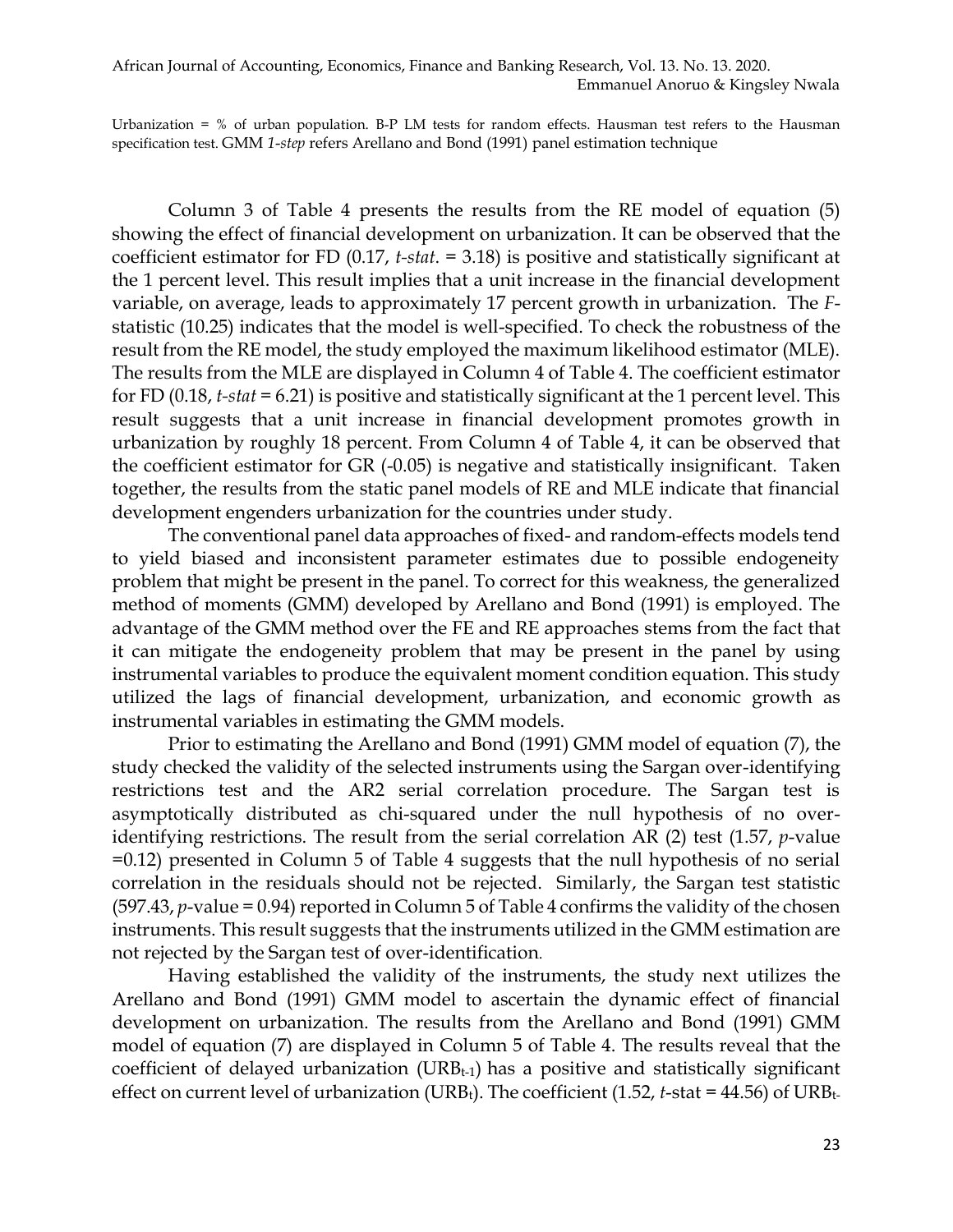Urbanization = % of urban population. B-P LM tests for random effects. Hausman test refers to the Hausman specification test. GMM *1-step* refers Arellano and Bond (1991) panel estimation technique

Column 3 of Table 4 presents the results from the RE model of equation (5) showing the effect of financial development on urbanization. It can be observed that the coefficient estimator for FD (0.17, *t-stat*. = 3.18) is positive and statistically significant at the 1 percent level. This result implies that a unit increase in the financial development variable, on average, leads to approximately 17 percent growth in urbanization. The *F*-statistic (10.25) indicates that the model is well-specified. To check the robustness of the result from the RE model, the study employed the maximum likelihood estimator (MLE). The results from the MLE are displayed in Column 4 of Table 4. The coefficient estimator for FD (0.18, *t-stat* = 6.21) is positive and statistically significant at the 1 percent level. This result suggests that a unit increase in financial development promotes growth in urbanization by roughly 18 percent. From Column 4 of Table 4, it can be observed that the coefficient estimator for GR (-0.05) is negative and statistically insignificant. Taken together, the results from the static panel models of RE and MLE indicate that financial development engenders urbanization for the countries under study.

The conventional panel data approaches of fixed- and random-effects models tend to yield biased and inconsistent parameter estimates due to possible endogeneity problem that might be present in the panel. To correct for this weakness, the generalized method of moments (GMM) developed by Arellano and Bond (1991) is employed. The advantage of the GMM method over the FE and RE approaches stems from the fact that it can mitigate the endogeneity problem that may be present in the panel by using instrumental variables to produce the equivalent moment condition equation. This study utilized the lags of financial development, urbanization, and economic growth as instrumental variables in estimating the GMM models.

Prior to estimating the Arellano and Bond (1991) GMM model of equation (7), the study checked the validity of the selected instruments using the Sargan over-identifying restrictions test and the AR2 serial correlation procedure. The Sargan test is asymptotically distributed as chi-squared under the null hypothesis of no over-identifying restrictions. The result from the serial correlation AR (2) test (1.57, *p*-value =0.12) presented in Column 5 of Table 4 suggests that the null hypothesis of no serial correlation in the residuals should not be rejected. Similarly, the Sargan test statistic (597.43, *p*-value = 0.94) reported in Column 5 of Table 4 confirms the validity of the chosen instruments. This result suggests that the instruments utilized in the GMM estimation are not rejected by the Sargan test of over-identification.

Having established the validity of the instruments, the study next utilizes the Arellano and Bond (1991) GMM model to ascertain the dynamic effect of financial development on urbanization. The results from the Arellano and Bond (1991) GMM model of equation (7) are displayed in Column 5 of Table 4. The results reveal that the coefficient of delayed urbanization ($URB_{t-1}$) has a positive and statistically significant effect on current level of urbanization ($URB_t$). The coefficient (1.52, *t*-stat = 44.56) of $URB_{t-}$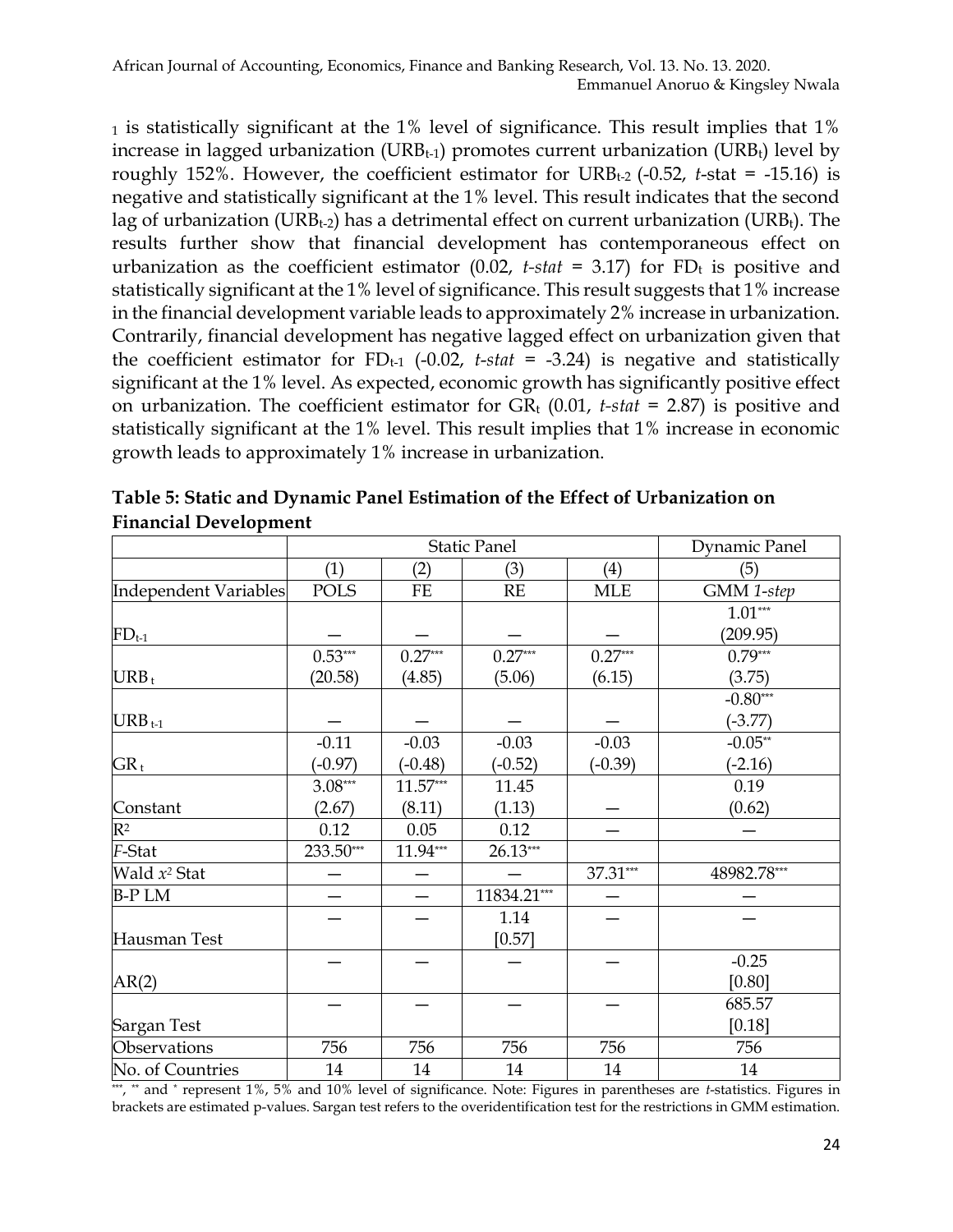$_1$ is statistically significant at the 1% level of significance. This result implies that 1% increase in lagged urbanization ($URB_{t-1}$) promotes current urbanization ($URB_t$) level by roughly 152%. However, the coefficient estimator for $URB_{t-2}$ (-0.52, *t*-stat = -15.16) is negative and statistically significant at the 1% level. This result indicates that the second lag of urbanization ($URB_{t-2}$) has a detrimental effect on current urbanization ($URB_t$). The results further show that financial development has contemporaneous effect on urbanization as the coefficient estimator (0.02, *t-stat* = 3.17) for $FD_t$ is positive and statistically significant at the 1% level of significance. This result suggests that 1% increase in the financial development variable leads to approximately 2% increase in urbanization. Contrarily, financial development has negative lagged effect on urbanization given that the coefficient estimator for $FD_{t-1}$ (-0.02, *t-stat* = -3.24) is negative and statistically significant at the 1% level. As expected, economic growth has significantly positive effect on urbanization. The coefficient estimator for $GR_t$ (0.01, *t-stat* = 2.87) is positive and statistically significant at the 1% level. This result implies that 1% increase in economic growth leads to approximately 1% increase in urbanization.

**Table 5: Static and Dynamic Panel Estimation of the Effect of Urbanization on Financial Development**

| | Static Panel | | | | Dynamic Panel |
|---|---|---|---|---|---|
| | (1) | (2) | (3) | (4) | (5) |
| Independent Variables | POLS | FE | RE | MLE | GMM *1-step* |
| $FD_{t-1}$ | — | — | — | — | 1.01*** (209.95) |
| $URB_t$ | 0.53*** (20.58) | 0.27*** (4.85) | 0.27*** (5.06) | 0.27*** (6.15) | 0.79*** (3.75) |
| $URB_{t-1}$ | — | — | — | — | -0.80*** (-3.77) |
| $GR_t$ | -0.11 (-0.97) | -0.03 (-0.48) | -0.03 (-0.52) | -0.03 (-0.39) | -0.05** (-2.16) |
| Constant | 3.08*** (2.67) | 11.57*** (8.11) | 11.45 (1.13) | — | 0.19 (0.62) |
| $R^2$ | 0.12 | 0.05 | 0.12 | — | — |
| *F*-Stat | 233.50*** | 11.94*** | 26.13*** | | |
| Wald $x^2$ Stat | — | — | — | 37.31*** | 48982.78*** |
| B-P LM | — | — | 11834.21*** | — | — |
| Hausman Test | — | — | 1.14 [0.57] | — | — |
| AR(2) | — | — | — | — | -0.25 [0.80] |
| Sargan Test | — | — | — | — | 685.57 [0.18] |
| Observations | 756 | 756 | 756 | 756 | 756 |
| No. of Countries | 14 | 14 | 14 | 14 | 14 |

***, ** and * represent 1%, 5% and 10% level of significance. Note: Figures in parentheses are *t*-statistics. Figures in brackets are estimated p-values. Sargan test refers to the overidentification test for the restrictions in GMM estimation.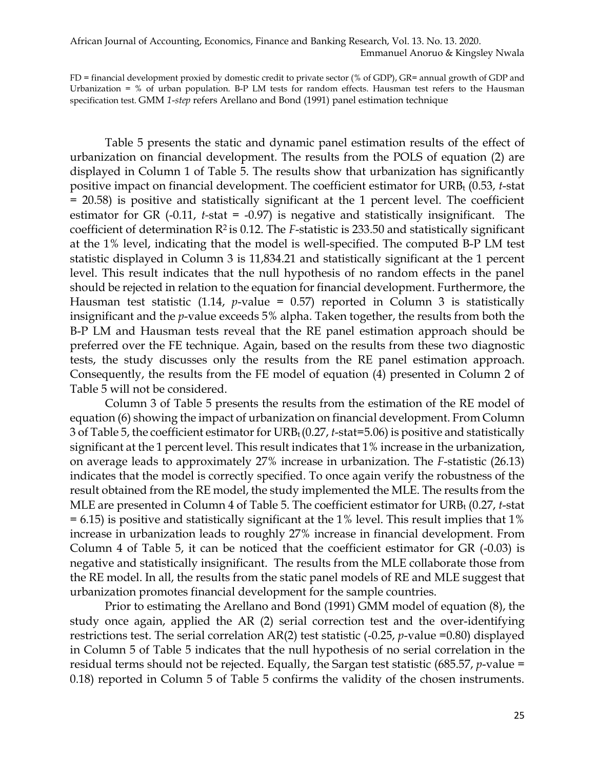FD = financial development proxied by domestic credit to private sector (% of GDP), GR= annual growth of GDP and Urbanization = % of urban population. B-P LM tests for random effects. Hausman test refers to the Hausman specification test. GMM *1-step* refers Arellano and Bond (1991) panel estimation technique

Table 5 presents the static and dynamic panel estimation results of the effect of urbanization on financial development. The results from the POLS of equation (2) are displayed in Column 1 of Table 5. The results show that urbanization has significantly positive impact on financial development. The coefficient estimator for $URB_t$ (0.53, *t*-stat = 20.58) is positive and statistically significant at the 1 percent level. The coefficient estimator for GR (-0.11, *t*-stat = -0.97) is negative and statistically insignificant. The coefficient of determination $R^2$ is 0.12. The *F*-statistic is 233.50 and statistically significant at the 1% level, indicating that the model is well-specified. The computed B-P LM test statistic displayed in Column 3 is 11,834.21 and statistically significant at the 1 percent level. This result indicates that the null hypothesis of no random effects in the panel should be rejected in relation to the equation for financial development. Furthermore, the Hausman test statistic (1.14, *p*-value = 0.57) reported in Column 3 is statistically insignificant and the *p*-value exceeds 5% alpha. Taken together, the results from both the B-P LM and Hausman tests reveal that the RE panel estimation approach should be preferred over the FE technique. Again, based on the results from these two diagnostic tests, the study discusses only the results from the RE panel estimation approach. Consequently, the results from the FE model of equation (4) presented in Column 2 of Table 5 will not be considered.

Column 3 of Table 5 presents the results from the estimation of the RE model of equation (6) showing the impact of urbanization on financial development. From Column 3 of Table 5, the coefficient estimator for $URB_t$ (0.27, *t*-stat=5.06) is positive and statistically significant at the 1 percent level. This result indicates that 1% increase in the urbanization, on average leads to approximately 27% increase in urbanization. The *F*-statistic (26.13) indicates that the model is correctly specified. To once again verify the robustness of the result obtained from the RE model, the study implemented the MLE. The results from the MLE are presented in Column 4 of Table 5. The coefficient estimator for $URB_t$ (0.27, *t*-stat = 6.15) is positive and statistically significant at the 1% level. This result implies that 1% increase in urbanization leads to roughly 27% increase in financial development. From Column 4 of Table 5, it can be noticed that the coefficient estimator for GR (-0.03) is negative and statistically insignificant. The results from the MLE collaborate those from the RE model. In all, the results from the static panel models of RE and MLE suggest that urbanization promotes financial development for the sample countries.

Prior to estimating the Arellano and Bond (1991) GMM model of equation (8), the study once again, applied the AR (2) serial correction test and the over-identifying restrictions test. The serial correlation AR(2) test statistic (-0.25, *p*-value =0.80) displayed in Column 5 of Table 5 indicates that the null hypothesis of no serial correlation in the residual terms should not be rejected. Equally, the Sargan test statistic (685.57, *p*-value = 0.18) reported in Column 5 of Table 5 confirms the validity of the chosen instruments.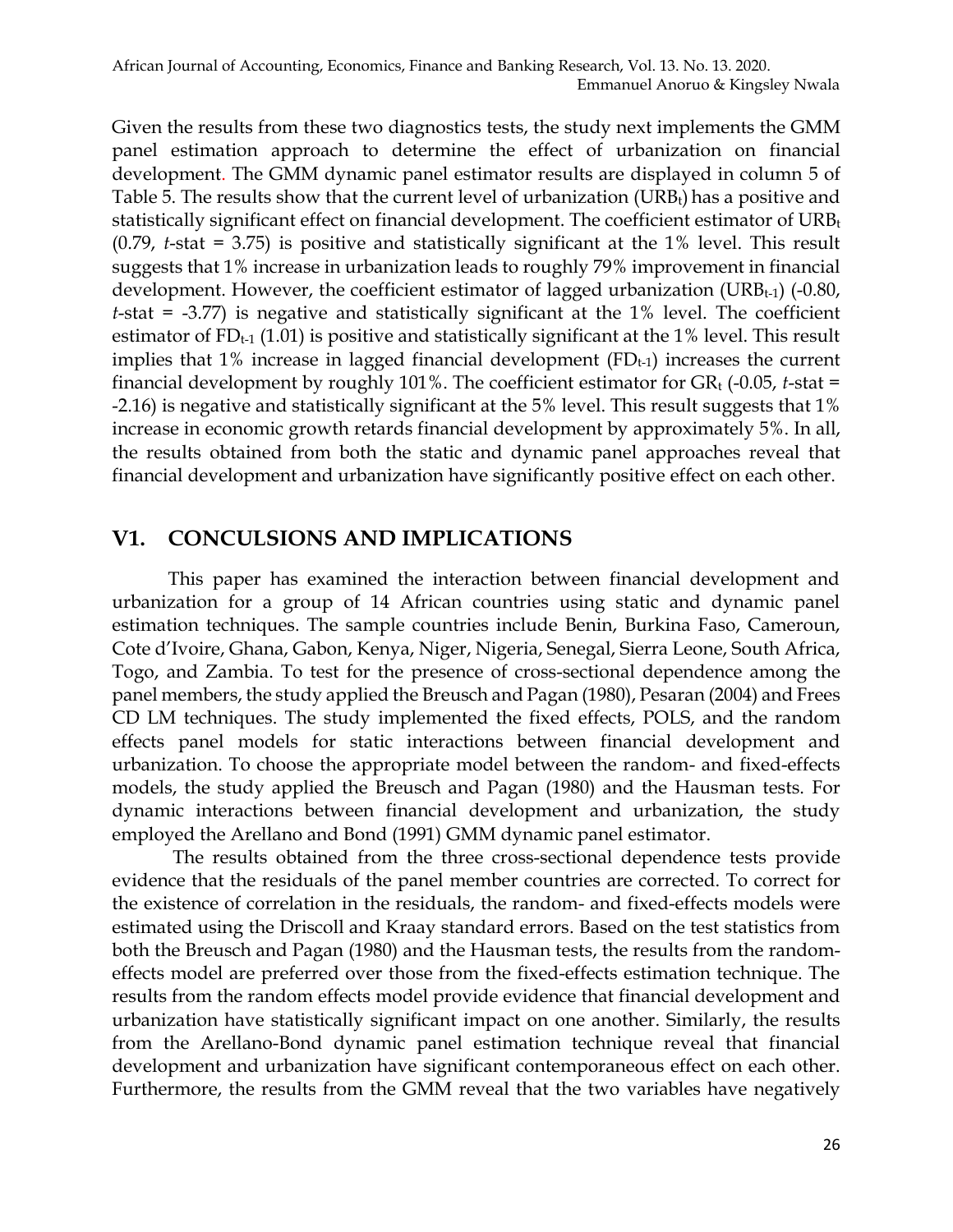Given the results from these two diagnostics tests, the study next implements the GMM panel estimation approach to determine the effect of urbanization on financial development. The GMM dynamic panel estimator results are displayed in column 5 of Table 5. The results show that the current level of urbanization ($URB_t$) has a positive and statistically significant effect on financial development. The coefficient estimator of $URB_t$ (0.79, *t*-stat = 3.75) is positive and statistically significant at the 1% level. This result suggests that 1% increase in urbanization leads to roughly 79% improvement in financial development. However, the coefficient estimator of lagged urbanization ($URB_{t-1}$) (-0.80, *t*-stat = -3.77) is negative and statistically significant at the 1% level. The coefficient estimator of $FD_{t-1}$ (1.01) is positive and statistically significant at the 1% level. This result implies that 1% increase in lagged financial development ($FD_{t-1}$) increases the current financial development by roughly 101%. The coefficient estimator for $GR_t$ (-0.05, *t*-stat = -2.16) is negative and statistically significant at the 5% level. This result suggests that 1% increase in economic growth retards financial development by approximately 5%. In all, the results obtained from both the static and dynamic panel approaches reveal that financial development and urbanization have significantly positive effect on each other.

## V1. CONCULSIONS AND IMPLICATIONS

This paper has examined the interaction between financial development and urbanization for a group of 14 African countries using static and dynamic panel estimation techniques. The sample countries include Benin, Burkina Faso, Cameroun, Cote d'Ivoire, Ghana, Gabon, Kenya, Niger, Nigeria, Senegal, Sierra Leone, South Africa, Togo, and Zambia. To test for the presence of cross-sectional dependence among the panel members, the study applied the Breusch and Pagan (1980), Pesaran (2004) and Frees CD LM techniques. The study implemented the fixed effects, POLS, and the random effects panel models for static interactions between financial development and urbanization. To choose the appropriate model between the random- and fixed-effects models, the study applied the Breusch and Pagan (1980) and the Hausman tests. For dynamic interactions between financial development and urbanization, the study employed the Arellano and Bond (1991) GMM dynamic panel estimator.

The results obtained from the three cross-sectional dependence tests provide evidence that the residuals of the panel member countries are corrected. To correct for the existence of correlation in the residuals, the random- and fixed-effects models were estimated using the Driscoll and Kraay standard errors. Based on the test statistics from both the Breusch and Pagan (1980) and the Hausman tests, the results from the random-effects model are preferred over those from the fixed-effects estimation technique. The results from the random effects model provide evidence that financial development and urbanization have statistically significant impact on one another. Similarly, the results from the Arellano-Bond dynamic panel estimation technique reveal that financial development and urbanization have significant contemporaneous effect on each other. Furthermore, the results from the GMM reveal that the two variables have negatively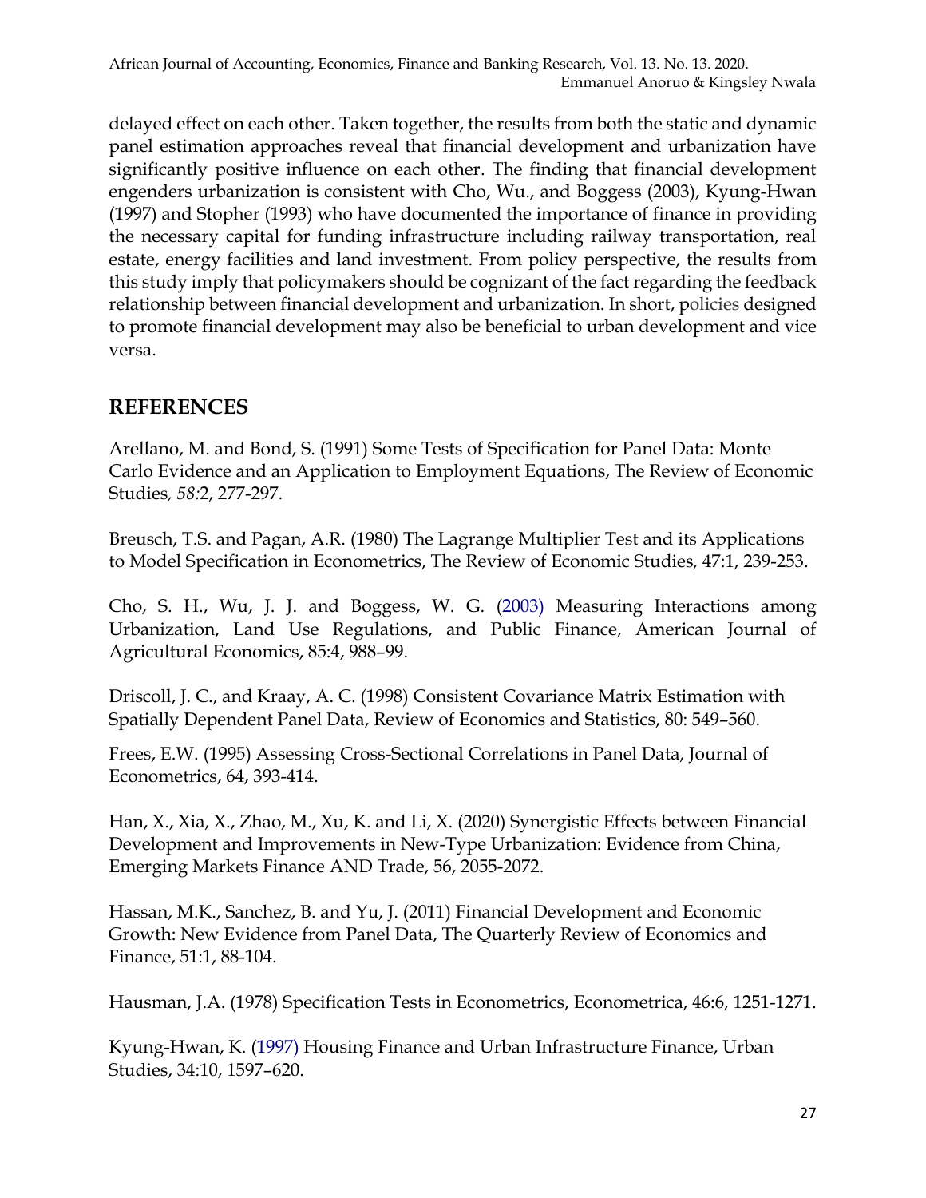delayed effect on each other. Taken together, the results from both the static and dynamic panel estimation approaches reveal that financial development and urbanization have significantly positive influence on each other. The finding that financial development engenders urbanization is consistent with Cho, Wu., and Boggess (2003), Kyung-Hwan (1997) and Stopher (1993) who have documented the importance of finance in providing the necessary capital for funding infrastructure including railway transportation, real estate, energy facilities and land investment. From policy perspective, the results from this study imply that policymakers should be cognizant of the fact regarding the feedback relationship between financial development and urbanization. In short, policies designed to promote financial development may also be beneficial to urban development and vice versa.

## REFERENCES

Arellano, M. and Bond, S. (1991) Some Tests of Specification for Panel Data: Monte Carlo Evidence and an Application to Employment Equations, The Review of Economic Studies, *58:*2, 277-297.

Breusch, T.S. and Pagan, A.R. (1980) The Lagrange Multiplier Test and its Applications to Model Specification in Econometrics, The Review of Economic Studies, 47:1, 239-253.

Cho, S. H., Wu, J. J. and Boggess, W. G. (2003) Measuring Interactions among Urbanization, Land Use Regulations, and Public Finance, American Journal of Agricultural Economics, 85:4, 988–99.

Driscoll, J. C., and Kraay, A. C. (1998) Consistent Covariance Matrix Estimation with Spatially Dependent Panel Data, Review of Economics and Statistics, 80: 549–560.

Frees, E.W. (1995) Assessing Cross-Sectional Correlations in Panel Data, Journal of Econometrics, 64, 393-414.

Han, X., Xia, X., Zhao, M., Xu, K. and Li, X. (2020) Synergistic Effects between Financial Development and Improvements in New-Type Urbanization: Evidence from China, Emerging Markets Finance AND Trade, 56, 2055-2072.

Hassan, M.K., Sanchez, B. and Yu, J. (2011) Financial Development and Economic Growth: New Evidence from Panel Data, The Quarterly Review of Economics and Finance, 51:1, 88-104.

Hausman, J.A. (1978) Specification Tests in Econometrics, Econometrica, 46:6, 1251-1271.

Kyung-Hwan, K. (1997) Housing Finance and Urban Infrastructure Finance, Urban Studies, 34:10, 1597–620.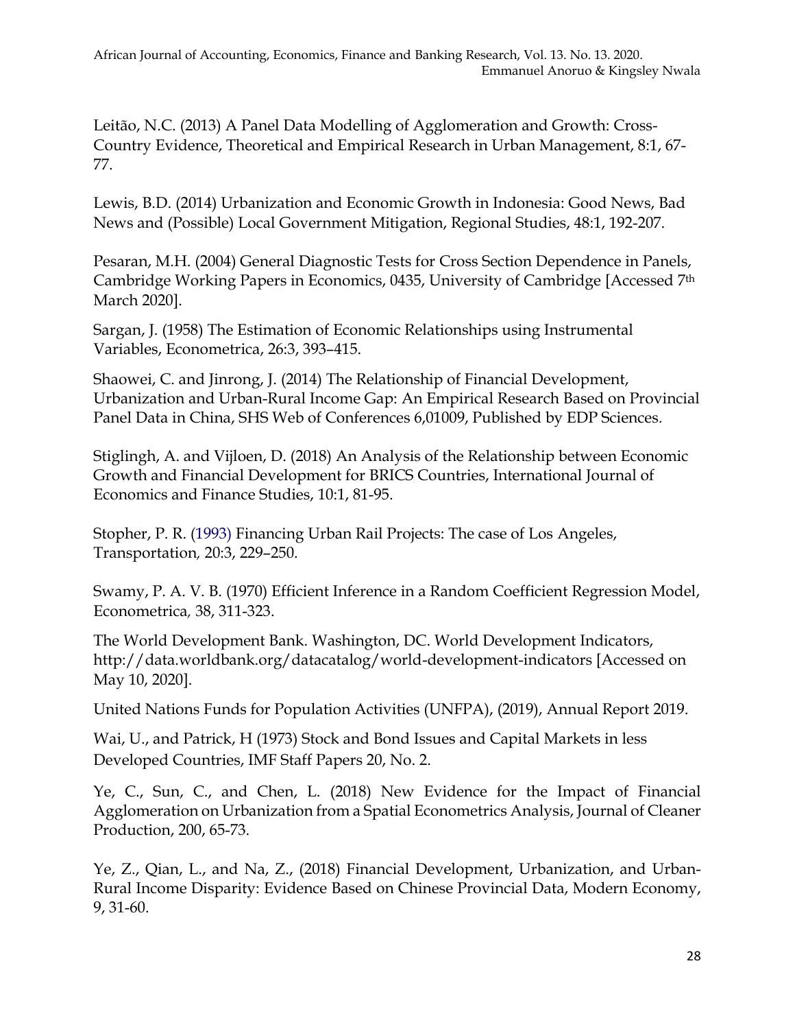Leitão, N.C. (2013) A Panel Data Modelling of Agglomeration and Growth: Cross-Country Evidence, Theoretical and Empirical Research in Urban Management, 8:1, 67-77.

Lewis, B.D. (2014) Urbanization and Economic Growth in Indonesia: Good News, Bad News and (Possible) Local Government Mitigation, Regional Studies, 48:1, 192-207.

Pesaran, M.H. (2004) General Diagnostic Tests for Cross Section Dependence in Panels, Cambridge Working Papers in Economics, 0435, University of Cambridge [Accessed 7th March 2020].

Sargan, J. (1958) The Estimation of Economic Relationships using Instrumental Variables, Econometrica, 26:3, 393–415.

Shaowei, C. and Jinrong, J. (2014) The Relationship of Financial Development, Urbanization and Urban-Rural Income Gap: An Empirical Research Based on Provincial Panel Data in China, SHS Web of Conferences 6,01009, Published by EDP Sciences.

Stiglingh, A. and Vijloen, D. (2018) An Analysis of the Relationship between Economic Growth and Financial Development for BRICS Countries, International Journal of Economics and Finance Studies, 10:1, 81-95.

Stopher, P. R. (1993) Financing Urban Rail Projects: The case of Los Angeles, Transportation, 20:3, 229–250.

Swamy, P. A. V. B. (1970) Efficient Inference in a Random Coefficient Regression Model, Econometrica, 38, 311-323.

The World Development Bank. Washington, DC. World Development Indicators, http://data.worldbank.org/datacatalog/world-development-indicators [Accessed on May 10, 2020].

United Nations Funds for Population Activities (UNFPA), (2019), Annual Report 2019.

Wai, U., and Patrick, H (1973) Stock and Bond Issues and Capital Markets in less Developed Countries, IMF Staff Papers 20, No. 2.

Ye, C., Sun, C., and Chen, L. (2018) New Evidence for the Impact of Financial Agglomeration on Urbanization from a Spatial Econometrics Analysis, Journal of Cleaner Production, 200, 65-73.

Ye, Z., Qian, L., and Na, Z., (2018) Financial Development, Urbanization, and Urban-Rural Income Disparity: Evidence Based on Chinese Provincial Data, Modern Economy, 9, 31-60.